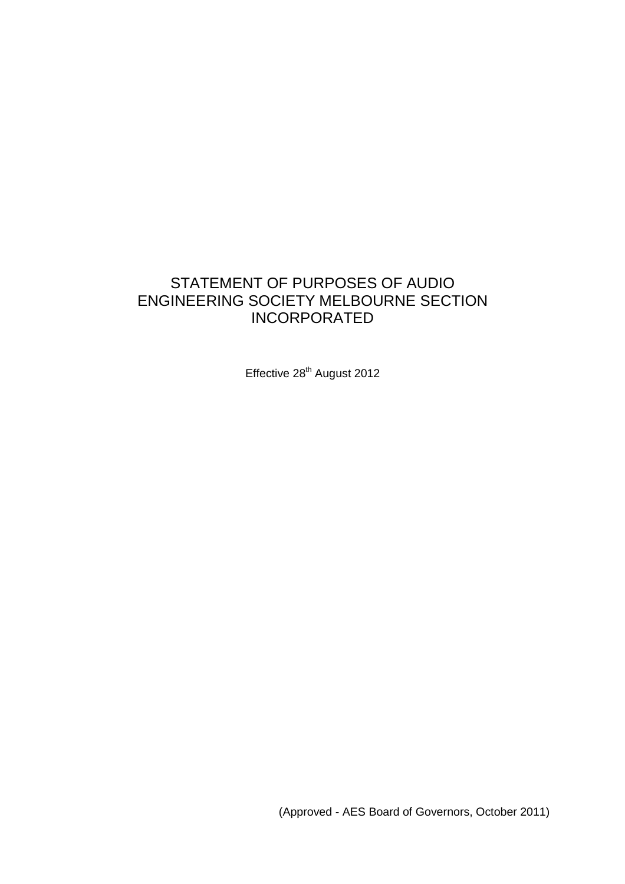# STATEMENT OF PURPOSES OF AUDIO ENGINEERING SOCIETY MELBOURNE SECTION INCORPORATED

Effective 28th August 2012

(Approved - AES Board of Governors, October 2011)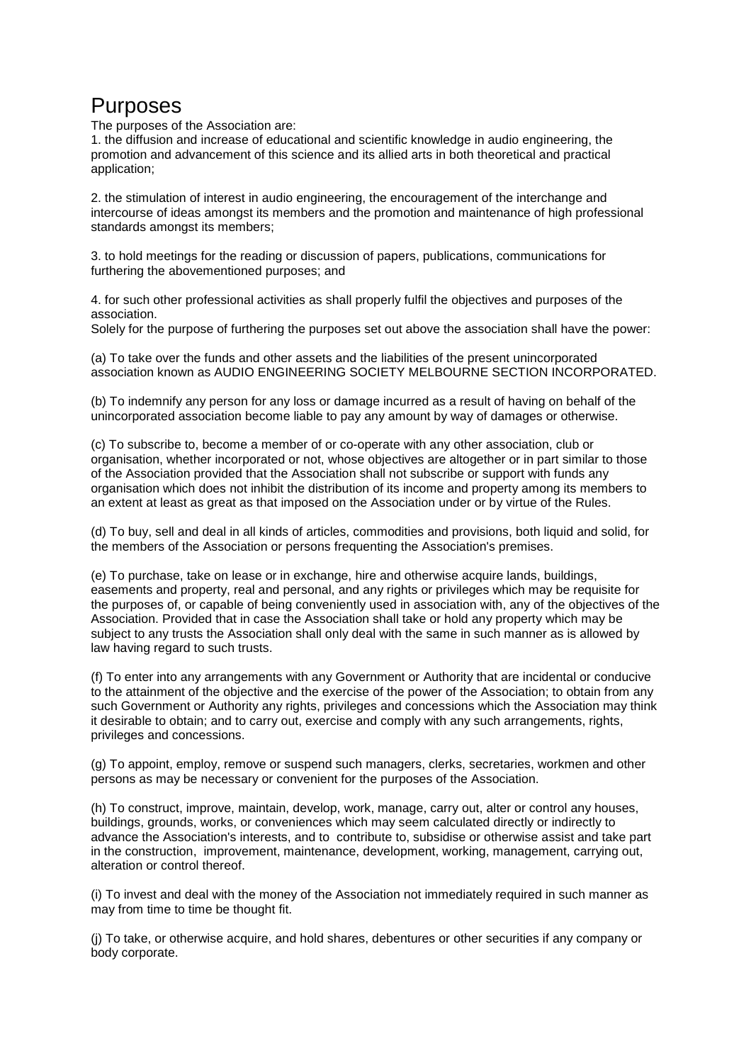# Purposes

The purposes of the Association are:

1. the diffusion and increase of educational and scientific knowledge in audio engineering, the promotion and advancement of this science and its allied arts in both theoretical and practical application;

2. the stimulation of interest in audio engineering, the encouragement of the interchange and intercourse of ideas amongst its members and the promotion and maintenance of high professional standards amongst its members;

3. to hold meetings for the reading or discussion of papers, publications, communications for furthering the abovementioned purposes; and

4. for such other professional activities as shall properly fulfil the objectives and purposes of the association.

Solely for the purpose of furthering the purposes set out above the association shall have the power:

(a) To take over the funds and other assets and the liabilities of the present unincorporated association known as AUDIO ENGINEERING SOCIETY MELBOURNE SECTION INCORPORATED.

(b) To indemnify any person for any loss or damage incurred as a result of having on behalf of the unincorporated association become liable to pay any amount by way of damages or otherwise.

(c) To subscribe to, become a member of or co-operate with any other association, club or organisation, whether incorporated or not, whose objectives are altogether or in part similar to those of the Association provided that the Association shall not subscribe or support with funds any organisation which does not inhibit the distribution of its income and property among its members to an extent at least as great as that imposed on the Association under or by virtue of the Rules.

(d) To buy, sell and deal in all kinds of articles, commodities and provisions, both liquid and solid, for the members of the Association or persons frequenting the Association's premises.

(e) To purchase, take on lease or in exchange, hire and otherwise acquire lands, buildings, easements and property, real and personal, and any rights or privileges which may be requisite for the purposes of, or capable of being conveniently used in association with, any of the objectives of the Association. Provided that in case the Association shall take or hold any property which may be subject to any trusts the Association shall only deal with the same in such manner as is allowed by law having regard to such trusts.

(f) To enter into any arrangements with any Government or Authority that are incidental or conducive to the attainment of the objective and the exercise of the power of the Association; to obtain from any such Government or Authority any rights, privileges and concessions which the Association may think it desirable to obtain; and to carry out, exercise and comply with any such arrangements, rights, privileges and concessions.

(g) To appoint, employ, remove or suspend such managers, clerks, secretaries, workmen and other persons as may be necessary or convenient for the purposes of the Association.

(h) To construct, improve, maintain, develop, work, manage, carry out, alter or control any houses, buildings, grounds, works, or conveniences which may seem calculated directly or indirectly to advance the Association's interests, and to contribute to, subsidise or otherwise assist and take part in the construction, improvement, maintenance, development, working, management, carrying out, alteration or control thereof.

(i) To invest and deal with the money of the Association not immediately required in such manner as may from time to time be thought fit.

(j) To take, or otherwise acquire, and hold shares, debentures or other securities if any company or body corporate.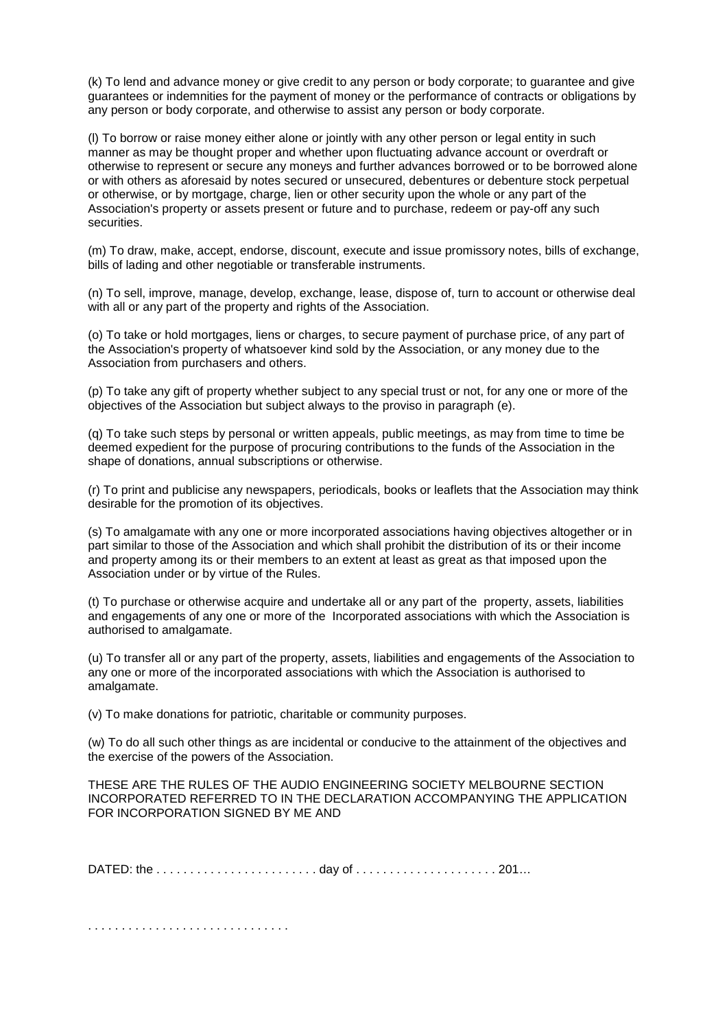(k) To lend and advance money or give credit to any person or body corporate; to guarantee and give guarantees or indemnities for the payment of money or the performance of contracts or obligations by any person or body corporate, and otherwise to assist any person or body corporate.

(l) To borrow or raise money either alone or jointly with any other person or legal entity in such manner as may be thought proper and whether upon fluctuating advance account or overdraft or otherwise to represent or secure any moneys and further advances borrowed or to be borrowed alone or with others as aforesaid by notes secured or unsecured, debentures or debenture stock perpetual or otherwise, or by mortgage, charge, lien or other security upon the whole or any part of the Association's property or assets present or future and to purchase, redeem or pay-off any such securities.

(m) To draw, make, accept, endorse, discount, execute and issue promissory notes, bills of exchange, bills of lading and other negotiable or transferable instruments.

(n) To sell, improve, manage, develop, exchange, lease, dispose of, turn to account or otherwise deal with all or any part of the property and rights of the Association.

(o) To take or hold mortgages, liens or charges, to secure payment of purchase price, of any part of the Association's property of whatsoever kind sold by the Association, or any money due to the Association from purchasers and others.

(p) To take any gift of property whether subject to any special trust or not, for any one or more of the objectives of the Association but subject always to the proviso in paragraph (e).

(q) To take such steps by personal or written appeals, public meetings, as may from time to time be deemed expedient for the purpose of procuring contributions to the funds of the Association in the shape of donations, annual subscriptions or otherwise.

(r) To print and publicise any newspapers, periodicals, books or leaflets that the Association may think desirable for the promotion of its objectives.

(s) To amalgamate with any one or more incorporated associations having objectives altogether or in part similar to those of the Association and which shall prohibit the distribution of its or their income and property among its or their members to an extent at least as great as that imposed upon the Association under or by virtue of the Rules.

(t) To purchase or otherwise acquire and undertake all or any part of the property, assets, liabilities and engagements of any one or more of the Incorporated associations with which the Association is authorised to amalgamate.

(u) To transfer all or any part of the property, assets, liabilities and engagements of the Association to any one or more of the incorporated associations with which the Association is authorised to amalgamate.

(v) To make donations for patriotic, charitable or community purposes.

(w) To do all such other things as are incidental or conducive to the attainment of the objectives and the exercise of the powers of the Association.

THESE ARE THE RULES OF THE AUDIO ENGINEERING SOCIETY MELBOURNE SECTION INCORPORATED REFERRED TO IN THE DECLARATION ACCOMPANYING THE APPLICATION FOR INCORPORATION SIGNED BY ME AND

DATED: the . . . . . . . . . . . . . . . . . . . . . . . . day of . . . . . . . . . . . . . . . . . . . . . 201...

. . . . . . . . . . . . . . . . . . . . . . . . . . . . . .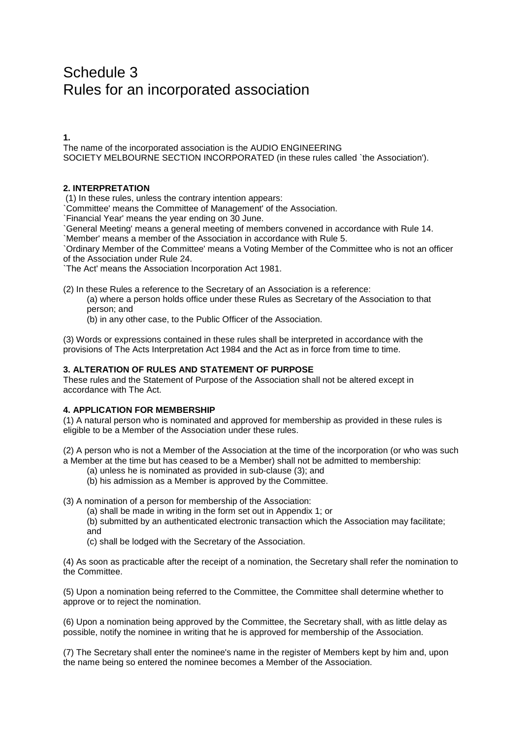# Schedule 3
# Rules for an incorporated association

**1.**

The name of the incorporated association is the AUDIO ENGINEERING SOCIETY MELBOURNE SECTION INCORPORATED (in these rules called `the Association').

**2. INTERPRETATION**

(1) In these rules, unless the contrary intention appears:

`Committee' means the Committee of Management' of the Association.

`Financial Year' means the year ending on 30 June.

`General Meeting' means a general meeting of members convened in accordance with Rule 14.

`Member' means a member of the Association in accordance with Rule 5.

`Ordinary Member of the Committee' means a Voting Member of the Committee who is not an officer of the Association under Rule 24.

`The Act' means the Association Incorporation Act 1981.

(2) In these Rules a reference to the Secretary of an Association is a reference:

(a) where a person holds office under these Rules as Secretary of the Association to that person; and

(b) in any other case, to the Public Officer of the Association.

(3) Words or expressions contained in these rules shall be interpreted in accordance with the provisions of The Acts Interpretation Act 1984 and the Act as in force from time to time.

**3. ALTERATION OF RULES AND STATEMENT OF PURPOSE**

These rules and the Statement of Purpose of the Association shall not be altered except in accordance with The Act.

**4. APPLICATION FOR MEMBERSHIP**

(1) A natural person who is nominated and approved for membership as provided in these rules is eligible to be a Member of the Association under these rules.

(2) A person who is not a Member of the Association at the time of the incorporation (or who was such a Member at the time but has ceased to be a Member) shall not be admitted to membership:

(a) unless he is nominated as provided in sub-clause (3); and

(b) his admission as a Member is approved by the Committee.

(3) A nomination of a person for membership of the Association:

(a) shall be made in writing in the form set out in Appendix 1; or

(b) submitted by an authenticated electronic transaction which the Association may facilitate; and

(c) shall be lodged with the Secretary of the Association.

(4) As soon as practicable after the receipt of a nomination, the Secretary shall refer the nomination to the Committee.

(5) Upon a nomination being referred to the Committee, the Committee shall determine whether to approve or to reject the nomination.

(6) Upon a nomination being approved by the Committee, the Secretary shall, with as little delay as possible, notify the nominee in writing that he is approved for membership of the Association.

(7) The Secretary shall enter the nominee's name in the register of Members kept by him and, upon the name being so entered the nominee becomes a Member of the Association.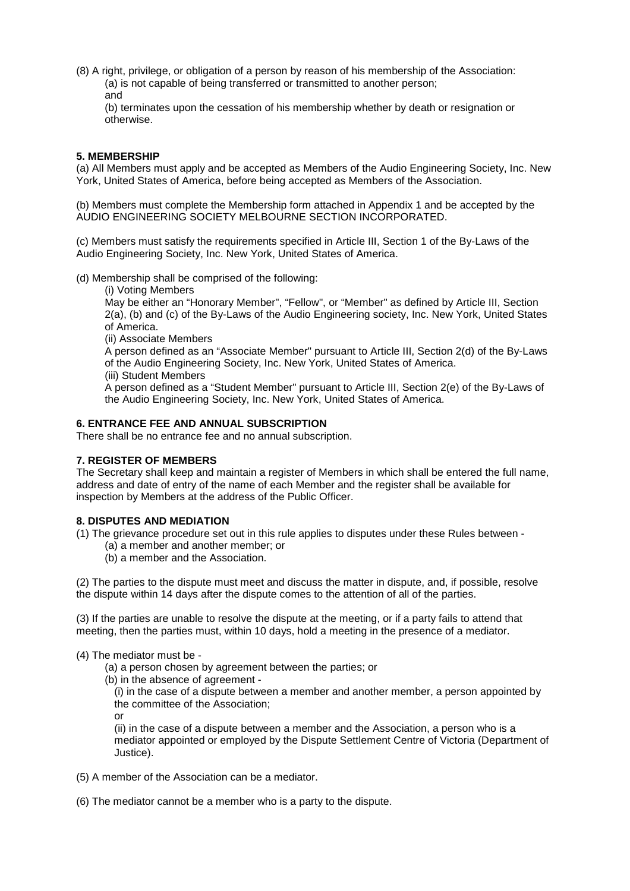(8) A right, privilege, or obligation of a person by reason of his membership of the Association:

(a) is not capable of being transferred or transmitted to another person;
and

(b) terminates upon the cessation of his membership whether by death or resignation or otherwise.

**5. MEMBERSHIP**

(a) All Members must apply and be accepted as Members of the Audio Engineering Society, Inc. New York, United States of America, before being accepted as Members of the Association.

(b) Members must complete the Membership form attached in Appendix 1 and be accepted by the AUDIO ENGINEERING SOCIETY MELBOURNE SECTION INCORPORATED.

(c) Members must satisfy the requirements specified in Article III, Section 1 of the By-Laws of the Audio Engineering Society, Inc. New York, United States of America.

(d) Membership shall be comprised of the following:

(i) Voting Members

May be either an "Honorary Member", "Fellow", or "Member" as defined by Article III, Section 2(a), (b) and (c) of the By-Laws of the Audio Engineering society, Inc. New York, United States of America.

(ii) Associate Members

A person defined as an "Associate Member" pursuant to Article III, Section 2(d) of the By-Laws of the Audio Engineering Society, Inc. New York, United States of America.

(iii) Student Members

A person defined as a "Student Member" pursuant to Article III, Section 2(e) of the By-Laws of the Audio Engineering Society, Inc. New York, United States of America.

**6. ENTRANCE FEE AND ANNUAL SUBSCRIPTION**

There shall be no entrance fee and no annual subscription.

**7. REGISTER OF MEMBERS**

The Secretary shall keep and maintain a register of Members in which shall be entered the full name, address and date of entry of the name of each Member and the register shall be available for inspection by Members at the address of the Public Officer.

**8. DISPUTES AND MEDIATION**

(1) The grievance procedure set out in this rule applies to disputes under these Rules between -

(a) a member and another member; or

(b) a member and the Association.

(2) The parties to the dispute must meet and discuss the matter in dispute, and, if possible, resolve the dispute within 14 days after the dispute comes to the attention of all of the parties.

(3) If the parties are unable to resolve the dispute at the meeting, or if a party fails to attend that meeting, then the parties must, within 10 days, hold a meeting in the presence of a mediator.

(4) The mediator must be -

(a) a person chosen by agreement between the parties; or

(b) in the absence of agreement -

(i) in the case of a dispute between a member and another member, a person appointed by the committee of the Association;
or

(ii) in the case of a dispute between a member and the Association, a person who is a mediator appointed or employed by the Dispute Settlement Centre of Victoria (Department of Justice).

(5) A member of the Association can be a mediator.

(6) The mediator cannot be a member who is a party to the dispute.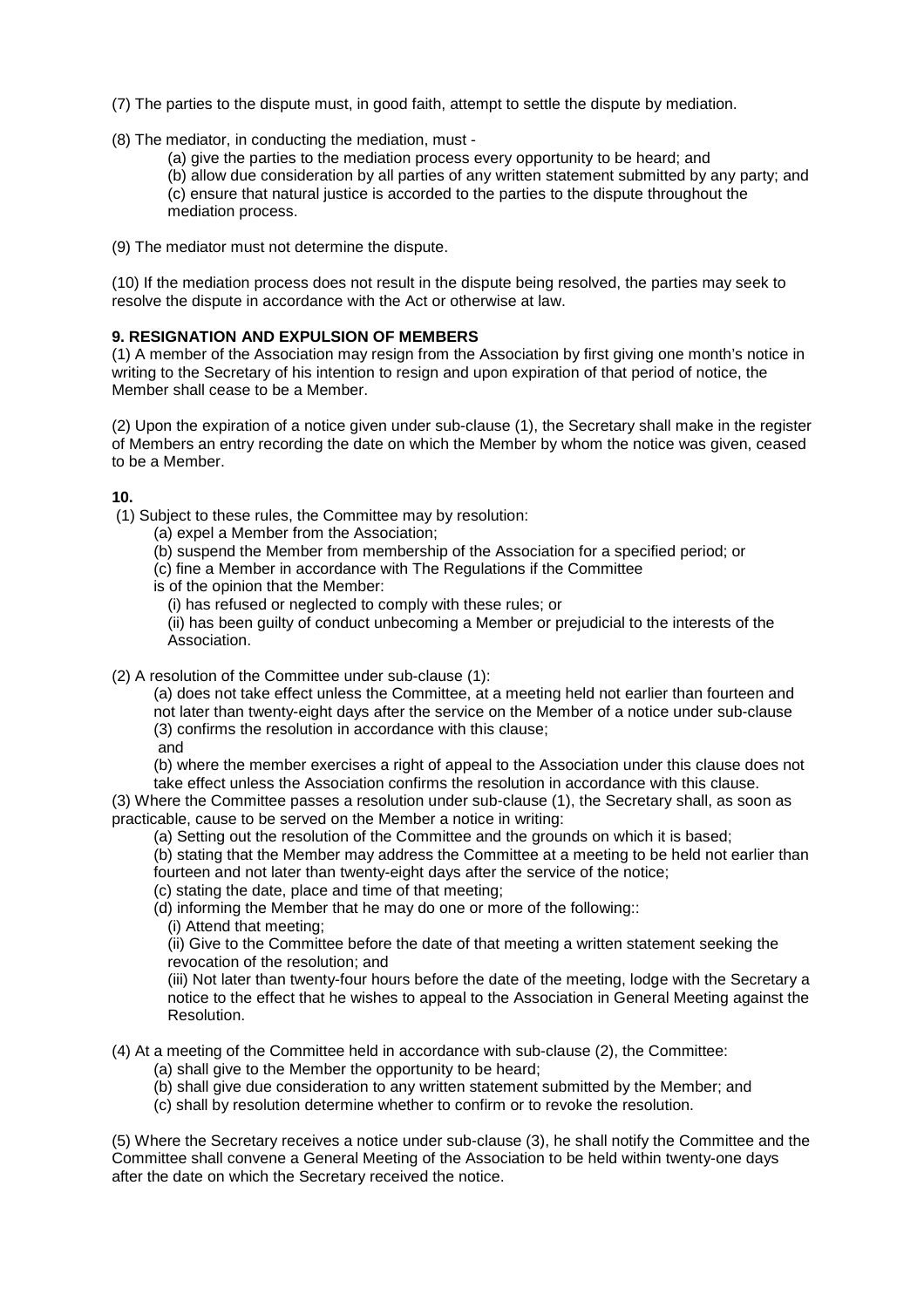(7) The parties to the dispute must, in good faith, attempt to settle the dispute by mediation.

(8) The mediator, in conducting the mediation, must -

(a) give the parties to the mediation process every opportunity to be heard; and
(b) allow due consideration by all parties of any written statement submitted by any party; and
(c) ensure that natural justice is accorded to the parties to the dispute throughout the mediation process.

(9) The mediator must not determine the dispute.

(10) If the mediation process does not result in the dispute being resolved, the parties may seek to resolve the dispute in accordance with the Act or otherwise at law.

**9. RESIGNATION AND EXPULSION OF MEMBERS**

(1) A member of the Association may resign from the Association by first giving one month's notice in writing to the Secretary of his intention to resign and upon expiration of that period of notice, the Member shall cease to be a Member.

(2) Upon the expiration of a notice given under sub-clause (1), the Secretary shall make in the register of Members an entry recording the date on which the Member by whom the notice was given, ceased to be a Member.

**10.**

(1) Subject to these rules, the Committee may by resolution:

(a) expel a Member from the Association;
(b) suspend the Member from membership of the Association for a specified period; or
(c) fine a Member in accordance with The Regulations if the Committee
is of the opinion that the Member:

(i) has refused or neglected to comply with these rules; or
(ii) has been guilty of conduct unbecoming a Member or prejudicial to the interests of the Association.

(2) A resolution of the Committee under sub-clause (1):

(a) does not take effect unless the Committee, at a meeting held not earlier than fourteen and not later than twenty-eight days after the service on the Member of a notice under sub-clause (3) confirms the resolution in accordance with this clause;
and
(b) where the member exercises a right of appeal to the Association under this clause does not take effect unless the Association confirms the resolution in accordance with this clause.

(3) Where the Committee passes a resolution under sub-clause (1), the Secretary shall, as soon as practicable, cause to be served on the Member a notice in writing:

(a) Setting out the resolution of the Committee and the grounds on which it is based;
(b) stating that the Member may address the Committee at a meeting to be held not earlier than fourteen and not later than twenty-eight days after the service of the notice;
(c) stating the date, place and time of that meeting;
(d) informing the Member that he may do one or more of the following::

(i) Attend that meeting;
(ii) Give to the Committee before the date of that meeting a written statement seeking the revocation of the resolution; and
(iii) Not later than twenty-four hours before the date of the meeting, lodge with the Secretary a notice to the effect that he wishes to appeal to the Association in General Meeting against the Resolution.

(4) At a meeting of the Committee held in accordance with sub-clause (2), the Committee:

(a) shall give to the Member the opportunity to be heard;
(b) shall give due consideration to any written statement submitted by the Member; and
(c) shall by resolution determine whether to confirm or to revoke the resolution.

(5) Where the Secretary receives a notice under sub-clause (3), he shall notify the Committee and the Committee shall convene a General Meeting of the Association to be held within twenty-one days after the date on which the Secretary received the notice.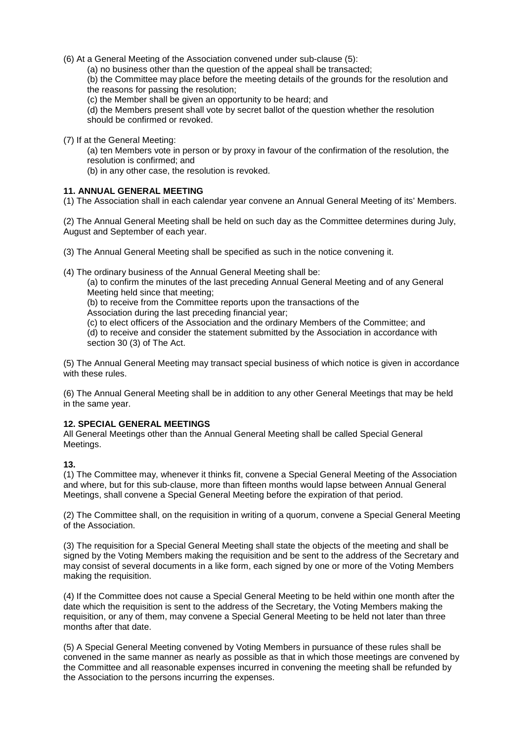(6) At a General Meeting of the Association convened under sub-clause (5):

(a) no business other than the question of the appeal shall be transacted;

(b) the Committee may place before the meeting details of the grounds for the resolution and the reasons for passing the resolution;

(c) the Member shall be given an opportunity to be heard; and

(d) the Members present shall vote by secret ballot of the question whether the resolution should be confirmed or revoked.

(7) If at the General Meeting:

(a) ten Members vote in person or by proxy in favour of the confirmation of the resolution, the resolution is confirmed; and

(b) in any other case, the resolution is revoked.

**11. ANNUAL GENERAL MEETING**

(1) The Association shall in each calendar year convene an Annual General Meeting of its' Members.

(2) The Annual General Meeting shall be held on such day as the Committee determines during July, August and September of each year.

(3) The Annual General Meeting shall be specified as such in the notice convening it.

(4) The ordinary business of the Annual General Meeting shall be:

(a) to confirm the minutes of the last preceding Annual General Meeting and of any General Meeting held since that meeting;

(b) to receive from the Committee reports upon the transactions of the Association during the last preceding financial year;

(c) to elect officers of the Association and the ordinary Members of the Committee; and

(d) to receive and consider the statement submitted by the Association in accordance with section 30 (3) of The Act.

(5) The Annual General Meeting may transact special business of which notice is given in accordance with these rules.

(6) The Annual General Meeting shall be in addition to any other General Meetings that may be held in the same year.

**12. SPECIAL GENERAL MEETINGS**

All General Meetings other than the Annual General Meeting shall be called Special General Meetings.

**13.**

(1) The Committee may, whenever it thinks fit, convene a Special General Meeting of the Association and where, but for this sub-clause, more than fifteen months would lapse between Annual General Meetings, shall convene a Special General Meeting before the expiration of that period.

(2) The Committee shall, on the requisition in writing of a quorum, convene a Special General Meeting of the Association.

(3) The requisition for a Special General Meeting shall state the objects of the meeting and shall be signed by the Voting Members making the requisition and be sent to the address of the Secretary and may consist of several documents in a like form, each signed by one or more of the Voting Members making the requisition.

(4) If the Committee does not cause a Special General Meeting to be held within one month after the date which the requisition is sent to the address of the Secretary, the Voting Members making the requisition, or any of them, may convene a Special General Meeting to be held not later than three months after that date.

(5) A Special General Meeting convened by Voting Members in pursuance of these rules shall be convened in the same manner as nearly as possible as that in which those meetings are convened by the Committee and all reasonable expenses incurred in convening the meeting shall be refunded by the Association to the persons incurring the expenses.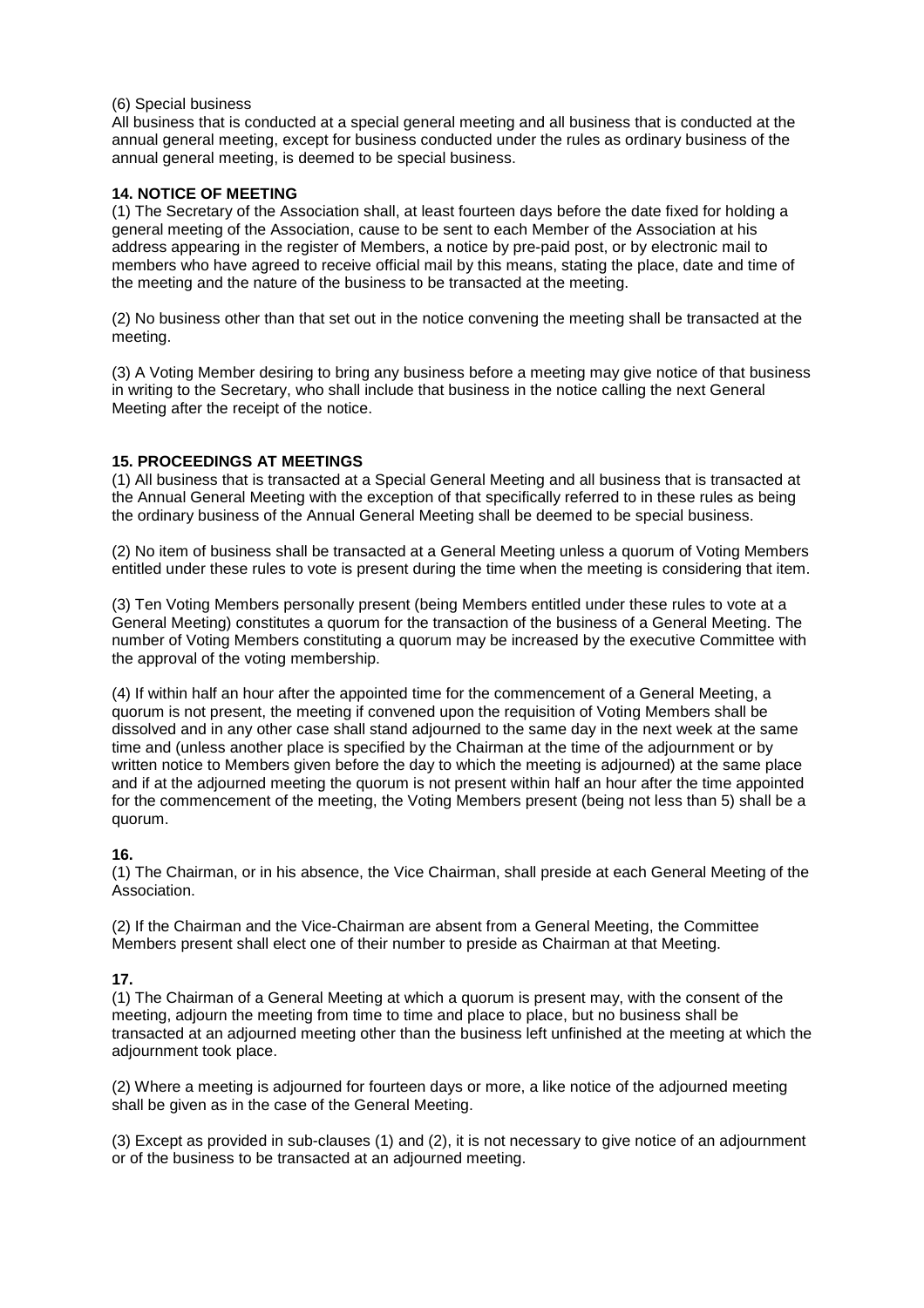(6) Special business
All business that is conducted at a special general meeting and all business that is conducted at the annual general meeting, except for business conducted under the rules as ordinary business of the annual general meeting, is deemed to be special business.

**14. NOTICE OF MEETING**

(1) The Secretary of the Association shall, at least fourteen days before the date fixed for holding a general meeting of the Association, cause to be sent to each Member of the Association at his address appearing in the register of Members, a notice by pre-paid post, or by electronic mail to members who have agreed to receive official mail by this means, stating the place, date and time of the meeting and the nature of the business to be transacted at the meeting.

(2) No business other than that set out in the notice convening the meeting shall be transacted at the meeting.

(3) A Voting Member desiring to bring any business before a meeting may give notice of that business in writing to the Secretary, who shall include that business in the notice calling the next General Meeting after the receipt of the notice.

**15. PROCEEDINGS AT MEETINGS**

(1) All business that is transacted at a Special General Meeting and all business that is transacted at the Annual General Meeting with the exception of that specifically referred to in these rules as being the ordinary business of the Annual General Meeting shall be deemed to be special business.

(2) No item of business shall be transacted at a General Meeting unless a quorum of Voting Members entitled under these rules to vote is present during the time when the meeting is considering that item.

(3) Ten Voting Members personally present (being Members entitled under these rules to vote at a General Meeting) constitutes a quorum for the transaction of the business of a General Meeting. The number of Voting Members constituting a quorum may be increased by the executive Committee with the approval of the voting membership.

(4) If within half an hour after the appointed time for the commencement of a General Meeting, a quorum is not present, the meeting if convened upon the requisition of Voting Members shall be dissolved and in any other case shall stand adjourned to the same day in the next week at the same time and (unless another place is specified by the Chairman at the time of the adjournment or by written notice to Members given before the day to which the meeting is adjourned) at the same place and if at the adjourned meeting the quorum is not present within half an hour after the time appointed for the commencement of the meeting, the Voting Members present (being not less than 5) shall be a quorum.

**16.**

(1) The Chairman, or in his absence, the Vice Chairman, shall preside at each General Meeting of the Association.

(2) If the Chairman and the Vice-Chairman are absent from a General Meeting, the Committee Members present shall elect one of their number to preside as Chairman at that Meeting.

**17.**

(1) The Chairman of a General Meeting at which a quorum is present may, with the consent of the meeting, adjourn the meeting from time to time and place to place, but no business shall be transacted at an adjourned meeting other than the business left unfinished at the meeting at which the adjournment took place.

(2) Where a meeting is adjourned for fourteen days or more, a like notice of the adjourned meeting shall be given as in the case of the General Meeting.

(3) Except as provided in sub-clauses (1) and (2), it is not necessary to give notice of an adjournment or of the business to be transacted at an adjourned meeting.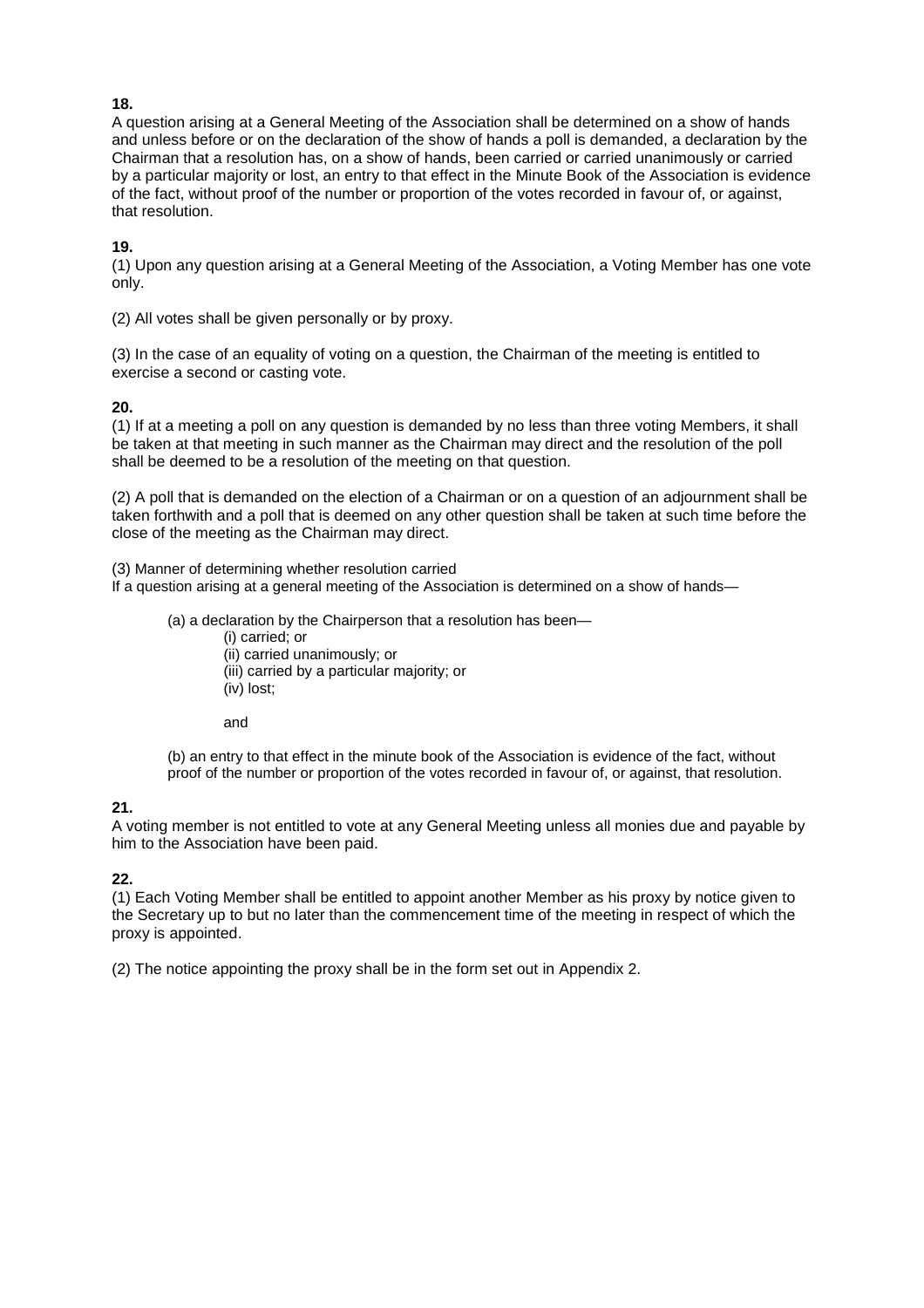**18.**
A question arising at a General Meeting of the Association shall be determined on a show of hands and unless before or on the declaration of the show of hands a poll is demanded, a declaration by the Chairman that a resolution has, on a show of hands, been carried or carried unanimously or carried by a particular majority or lost, an entry to that effect in the Minute Book of the Association is evidence of the fact, without proof of the number or proportion of the votes recorded in favour of, or against, that resolution.

**19.**
(1) Upon any question arising at a General Meeting of the Association, a Voting Member has one vote only.

(2) All votes shall be given personally or by proxy.

(3) In the case of an equality of voting on a question, the Chairman of the meeting is entitled to exercise a second or casting vote.

**20.**
(1) If at a meeting a poll on any question is demanded by no less than three voting Members, it shall be taken at that meeting in such manner as the Chairman may direct and the resolution of the poll shall be deemed to be a resolution of the meeting on that question.

(2) A poll that is demanded on the election of a Chairman or on a question of an adjournment shall be taken forthwith and a poll that is deemed on any other question shall be taken at such time before the close of the meeting as the Chairman may direct.

(3) Manner of determining whether resolution carried
If a question arising at a general meeting of the Association is determined on a show of hands—

(a) a declaration by the Chairperson that a resolution has been—
- (i) carried; or
- (ii) carried unanimously; or
- (iii) carried by a particular majority; or
- (iv) lost;

and

(b) an entry to that effect in the minute book of the Association is evidence of the fact, without proof of the number or proportion of the votes recorded in favour of, or against, that resolution.

**21.**
A voting member is not entitled to vote at any General Meeting unless all monies due and payable by him to the Association have been paid.

**22.**
(1) Each Voting Member shall be entitled to appoint another Member as his proxy by notice given to the Secretary up to but no later than the commencement time of the meeting in respect of which the proxy is appointed.

(2) The notice appointing the proxy shall be in the form set out in Appendix 2.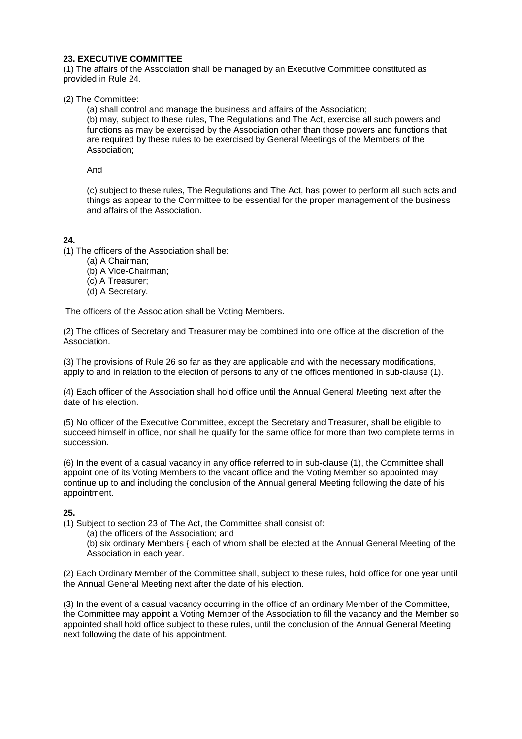**23. EXECUTIVE COMMITTEE**

(1) The affairs of the Association shall be managed by an Executive Committee constituted as provided in Rule 24.

(2) The Committee:

(a) shall control and manage the business and affairs of the Association;

(b) may, subject to these rules, The Regulations and The Act, exercise all such powers and functions as may be exercised by the Association other than those powers and functions that are required by these rules to be exercised by General Meetings of the Members of the Association;

And

(c) subject to these rules, The Regulations and The Act, has power to perform all such acts and things as appear to the Committee to be essential for the proper management of the business and affairs of the Association.

**24.**

(1) The officers of the Association shall be:

(a) A Chairman;
(b) A Vice-Chairman;
(c) A Treasurer;
(d) A Secretary.

The officers of the Association shall be Voting Members.

(2) The offices of Secretary and Treasurer may be combined into one office at the discretion of the Association.

(3) The provisions of Rule 26 so far as they are applicable and with the necessary modifications, apply to and in relation to the election of persons to any of the offices mentioned in sub-clause (1).

(4) Each officer of the Association shall hold office until the Annual General Meeting next after the date of his election.

(5) No officer of the Executive Committee, except the Secretary and Treasurer, shall be eligible to succeed himself in office, nor shall he qualify for the same office for more than two complete terms in succession.

(6) In the event of a casual vacancy in any office referred to in sub-clause (1), the Committee shall appoint one of its Voting Members to the vacant office and the Voting Member so appointed may continue up to and including the conclusion of the Annual general Meeting following the date of his appointment.

**25.**

(1) Subject to section 23 of The Act, the Committee shall consist of:

(a) the officers of the Association; and

(b) six ordinary Members { each of whom shall be elected at the Annual General Meeting of the Association in each year.

(2) Each Ordinary Member of the Committee shall, subject to these rules, hold office for one year until the Annual General Meeting next after the date of his election.

(3) In the event of a casual vacancy occurring in the office of an ordinary Member of the Committee, the Committee may appoint a Voting Member of the Association to fill the vacancy and the Member so appointed shall hold office subject to these rules, until the conclusion of the Annual General Meeting next following the date of his appointment.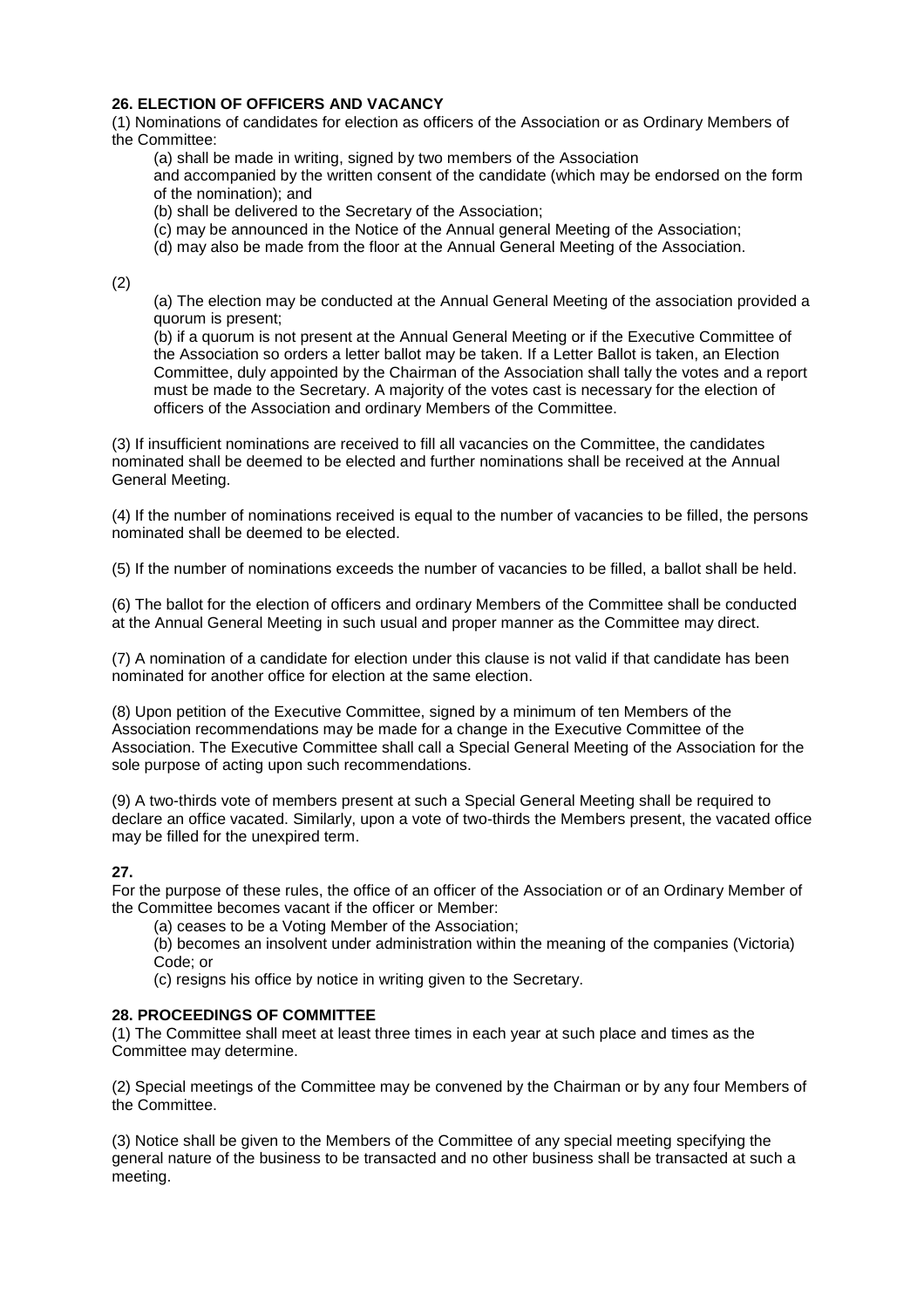**26. ELECTION OF OFFICERS AND VACANCY**

(1) Nominations of candidates for election as officers of the Association or as Ordinary Members of the Committee:

(a) shall be made in writing, signed by two members of the Association and accompanied by the written consent of the candidate (which may be endorsed on the form of the nomination); and

(b) shall be delivered to the Secretary of the Association;

(c) may be announced in the Notice of the Annual general Meeting of the Association;

(d) may also be made from the floor at the Annual General Meeting of the Association.

(2)

(a) The election may be conducted at the Annual General Meeting of the association provided a quorum is present;

(b) if a quorum is not present at the Annual General Meeting or if the Executive Committee of the Association so orders a letter ballot may be taken. If a Letter Ballot is taken, an Election Committee, duly appointed by the Chairman of the Association shall tally the votes and a report must be made to the Secretary. A majority of the votes cast is necessary for the election of officers of the Association and ordinary Members of the Committee.

(3) If insufficient nominations are received to fill all vacancies on the Committee, the candidates nominated shall be deemed to be elected and further nominations shall be received at the Annual General Meeting.

(4) If the number of nominations received is equal to the number of vacancies to be filled, the persons nominated shall be deemed to be elected.

(5) If the number of nominations exceeds the number of vacancies to be filled, a ballot shall be held.

(6) The ballot for the election of officers and ordinary Members of the Committee shall be conducted at the Annual General Meeting in such usual and proper manner as the Committee may direct.

(7) A nomination of a candidate for election under this clause is not valid if that candidate has been nominated for another office for election at the same election.

(8) Upon petition of the Executive Committee, signed by a minimum of ten Members of the Association recommendations may be made for a change in the Executive Committee of the Association. The Executive Committee shall call a Special General Meeting of the Association for the sole purpose of acting upon such recommendations.

(9) A two-thirds vote of members present at such a Special General Meeting shall be required to declare an office vacated. Similarly, upon a vote of two-thirds the Members present, the vacated office may be filled for the unexpired term.

**27.**

For the purpose of these rules, the office of an officer of the Association or of an Ordinary Member of the Committee becomes vacant if the officer or Member:

(a) ceases to be a Voting Member of the Association;

(b) becomes an insolvent under administration within the meaning of the companies (Victoria) Code; or

(c) resigns his office by notice in writing given to the Secretary.

**28. PROCEEDINGS OF COMMITTEE**

(1) The Committee shall meet at least three times in each year at such place and times as the Committee may determine.

(2) Special meetings of the Committee may be convened by the Chairman or by any four Members of the Committee.

(3) Notice shall be given to the Members of the Committee of any special meeting specifying the general nature of the business to be transacted and no other business shall be transacted at such a meeting.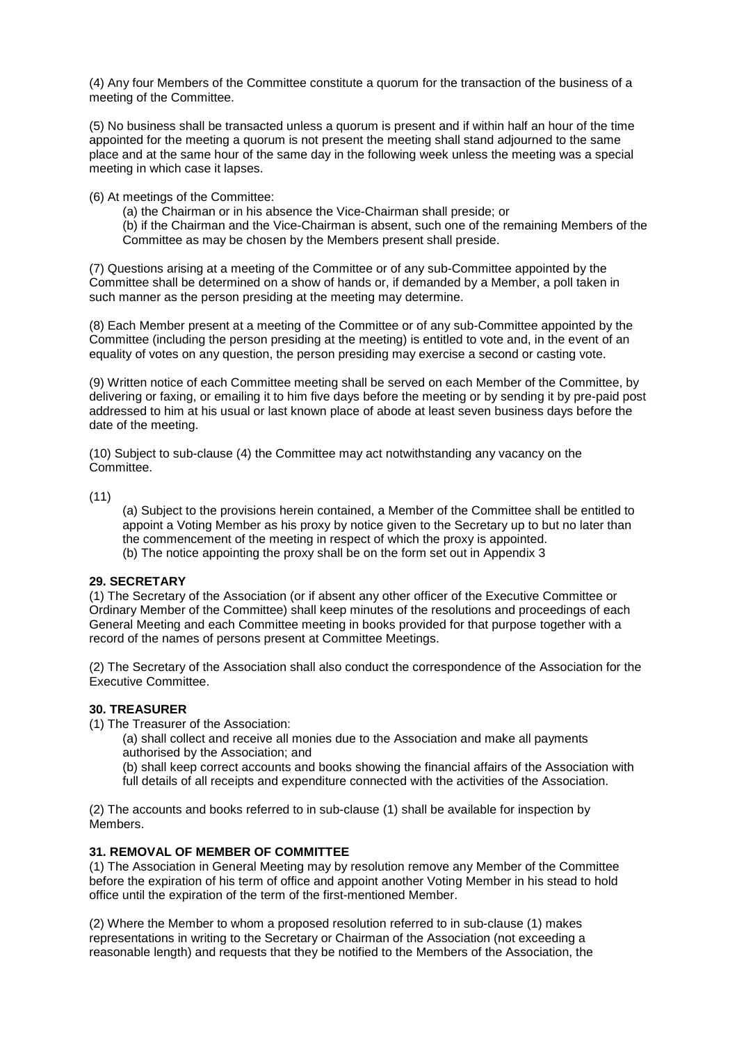(4) Any four Members of the Committee constitute a quorum for the transaction of the business of a meeting of the Committee.

(5) No business shall be transacted unless a quorum is present and if within half an hour of the time appointed for the meeting a quorum is not present the meeting shall stand adjourned to the same place and at the same hour of the same day in the following week unless the meeting was a special meeting in which case it lapses.

(6) At meetings of the Committee:

(a) the Chairman or in his absence the Vice-Chairman shall preside; or

(b) if the Chairman and the Vice-Chairman is absent, such one of the remaining Members of the Committee as may be chosen by the Members present shall preside.

(7) Questions arising at a meeting of the Committee or of any sub-Committee appointed by the Committee shall be determined on a show of hands or, if demanded by a Member, a poll taken in such manner as the person presiding at the meeting may determine.

(8) Each Member present at a meeting of the Committee or of any sub-Committee appointed by the Committee (including the person presiding at the meeting) is entitled to vote and, in the event of an equality of votes on any question, the person presiding may exercise a second or casting vote.

(9) Written notice of each Committee meeting shall be served on each Member of the Committee, by delivering or faxing, or emailing it to him five days before the meeting or by sending it by pre-paid post addressed to him at his usual or last known place of abode at least seven business days before the date of the meeting.

(10) Subject to sub-clause (4) the Committee may act notwithstanding any vacancy on the Committee.

(11)

(a) Subject to the provisions herein contained, a Member of the Committee shall be entitled to appoint a Voting Member as his proxy by notice given to the Secretary up to but no later than the commencement of the meeting in respect of which the proxy is appointed.

(b) The notice appointing the proxy shall be on the form set out in Appendix 3

**29. SECRETARY**

(1) The Secretary of the Association (or if absent any other officer of the Executive Committee or Ordinary Member of the Committee) shall keep minutes of the resolutions and proceedings of each General Meeting and each Committee meeting in books provided for that purpose together with a record of the names of persons present at Committee Meetings.

(2) The Secretary of the Association shall also conduct the correspondence of the Association for the Executive Committee.

**30. TREASURER**

(1) The Treasurer of the Association:

(a) shall collect and receive all monies due to the Association and make all payments authorised by the Association; and

(b) shall keep correct accounts and books showing the financial affairs of the Association with full details of all receipts and expenditure connected with the activities of the Association.

(2) The accounts and books referred to in sub-clause (1) shall be available for inspection by Members.

**31. REMOVAL OF MEMBER OF COMMITTEE**

(1) The Association in General Meeting may by resolution remove any Member of the Committee before the expiration of his term of office and appoint another Voting Member in his stead to hold office until the expiration of the term of the first-mentioned Member.

(2) Where the Member to whom a proposed resolution referred to in sub-clause (1) makes representations in writing to the Secretary or Chairman of the Association (not exceeding a reasonable length) and requests that they be notified to the Members of the Association, the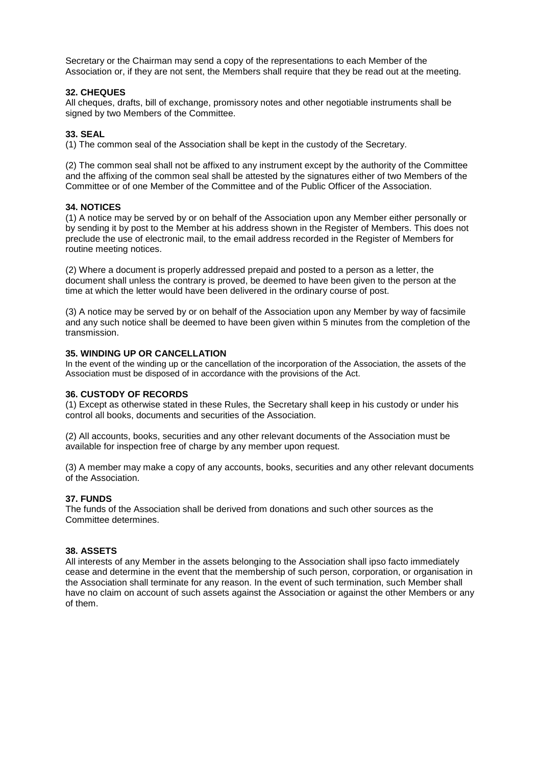Secretary or the Chairman may send a copy of the representations to each Member of the Association or, if they are not sent, the Members shall require that they be read out at the meeting.

**32. CHEQUES**

All cheques, drafts, bill of exchange, promissory notes and other negotiable instruments shall be signed by two Members of the Committee.

**33. SEAL**

(1) The common seal of the Association shall be kept in the custody of the Secretary.

(2) The common seal shall not be affixed to any instrument except by the authority of the Committee and the affixing of the common seal shall be attested by the signatures either of two Members of the Committee or of one Member of the Committee and of the Public Officer of the Association.

**34. NOTICES**

(1) A notice may be served by or on behalf of the Association upon any Member either personally or by sending it by post to the Member at his address shown in the Register of Members. This does not preclude the use of electronic mail, to the email address recorded in the Register of Members for routine meeting notices.

(2) Where a document is properly addressed prepaid and posted to a person as a letter, the document shall unless the contrary is proved, be deemed to have been given to the person at the time at which the letter would have been delivered in the ordinary course of post.

(3) A notice may be served by or on behalf of the Association upon any Member by way of facsimile and any such notice shall be deemed to have been given within 5 minutes from the completion of the transmission.

**35. WINDING UP OR CANCELLATION**

In the event of the winding up or the cancellation of the incorporation of the Association, the assets of the Association must be disposed of in accordance with the provisions of the Act.

**36. CUSTODY OF RECORDS**

(1) Except as otherwise stated in these Rules, the Secretary shall keep in his custody or under his control all books, documents and securities of the Association.

(2) All accounts, books, securities and any other relevant documents of the Association must be available for inspection free of charge by any member upon request.

(3) A member may make a copy of any accounts, books, securities and any other relevant documents of the Association.

**37. FUNDS**

The funds of the Association shall be derived from donations and such other sources as the Committee determines.

**38. ASSETS**

All interests of any Member in the assets belonging to the Association shall ipso facto immediately cease and determine in the event that the membership of such person, corporation, or organisation in the Association shall terminate for any reason. In the event of such termination, such Member shall have no claim on account of such assets against the Association or against the other Members or any of them.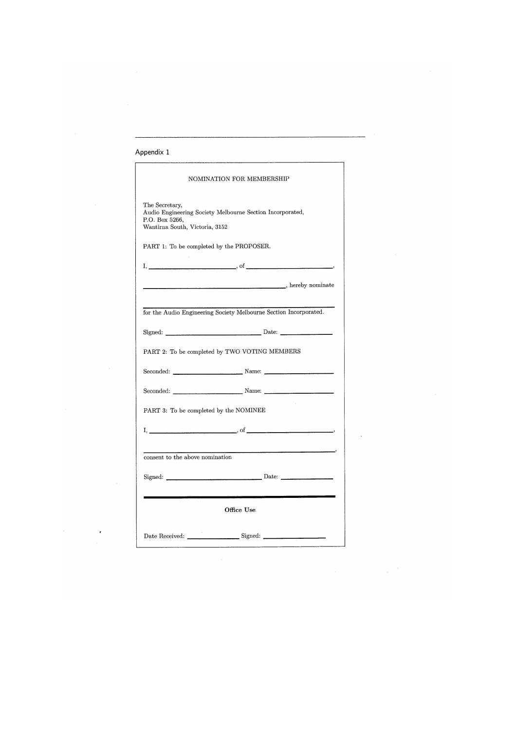## Appendix 1

### NOMINATION FOR MEMBERSHIP

The Secretary,
Audio Engineering Society Melbourne Section Incorporated,
P.O. Box 5266,
Wantirna South, Victoria, 3152

PART 1: To be completed by the PROPOSER.

I, \_\_\_\_\_\_\_\_\_\_\_\_\_\_\_\_\_\_\_\_, of \_\_\_\_\_\_\_\_\_\_\_\_\_\_\_\_\_\_\_\_,

\_\_\_\_\_\_\_\_\_\_\_\_\_\_\_\_\_\_\_\_\_\_\_\_\_\_\_\_\_\_\_\_\_\_\_\_, hereby nominate

\_\_\_\_\_\_\_\_\_\_\_\_\_\_\_\_\_\_\_\_\_\_\_\_\_\_\_\_\_\_\_\_\_\_\_\_\_\_\_\_\_\_\_\_

for the Audio Engineering Society Melbourne Section Incorporated.

Signed: \_\_\_\_\_\_\_\_\_\_\_\_\_\_\_\_\_\_\_\_ Date: \_\_\_\_\_\_\_\_\_\_\_\_

PART 2: To be completed by TWO VOTING MEMBERS

Seconded: \_\_\_\_\_\_\_\_\_\_\_\_\_\_\_\_ Name: \_\_\_\_\_\_\_\_\_\_\_\_\_\_\_\_

Seconded: \_\_\_\_\_\_\_\_\_\_\_\_\_\_\_\_ Name: \_\_\_\_\_\_\_\_\_\_\_\_\_\_\_\_

PART 3: To be completed by the NOMINEE

I, \_\_\_\_\_\_\_\_\_\_\_\_\_\_\_\_\_\_\_\_, of \_\_\_\_\_\_\_\_\_\_\_\_\_\_\_\_\_\_\_\_,

\_\_\_\_\_\_\_\_\_\_\_\_\_\_\_\_\_\_\_\_\_\_\_\_\_\_\_\_\_\_\_\_\_\_\_\_\_\_\_\_\_\_\_\_,

consent to the above nomination

Signed: \_\_\_\_\_\_\_\_\_\_\_\_\_\_\_\_\_\_\_\_ Date: \_\_\_\_\_\_\_\_\_\_\_\_

---

**Office Use**

Date Received: \_\_\_\_\_\_\_\_\_\_\_\_ Signed: \_\_\_\_\_\_\_\_\_\_\_\_\_\_\_\_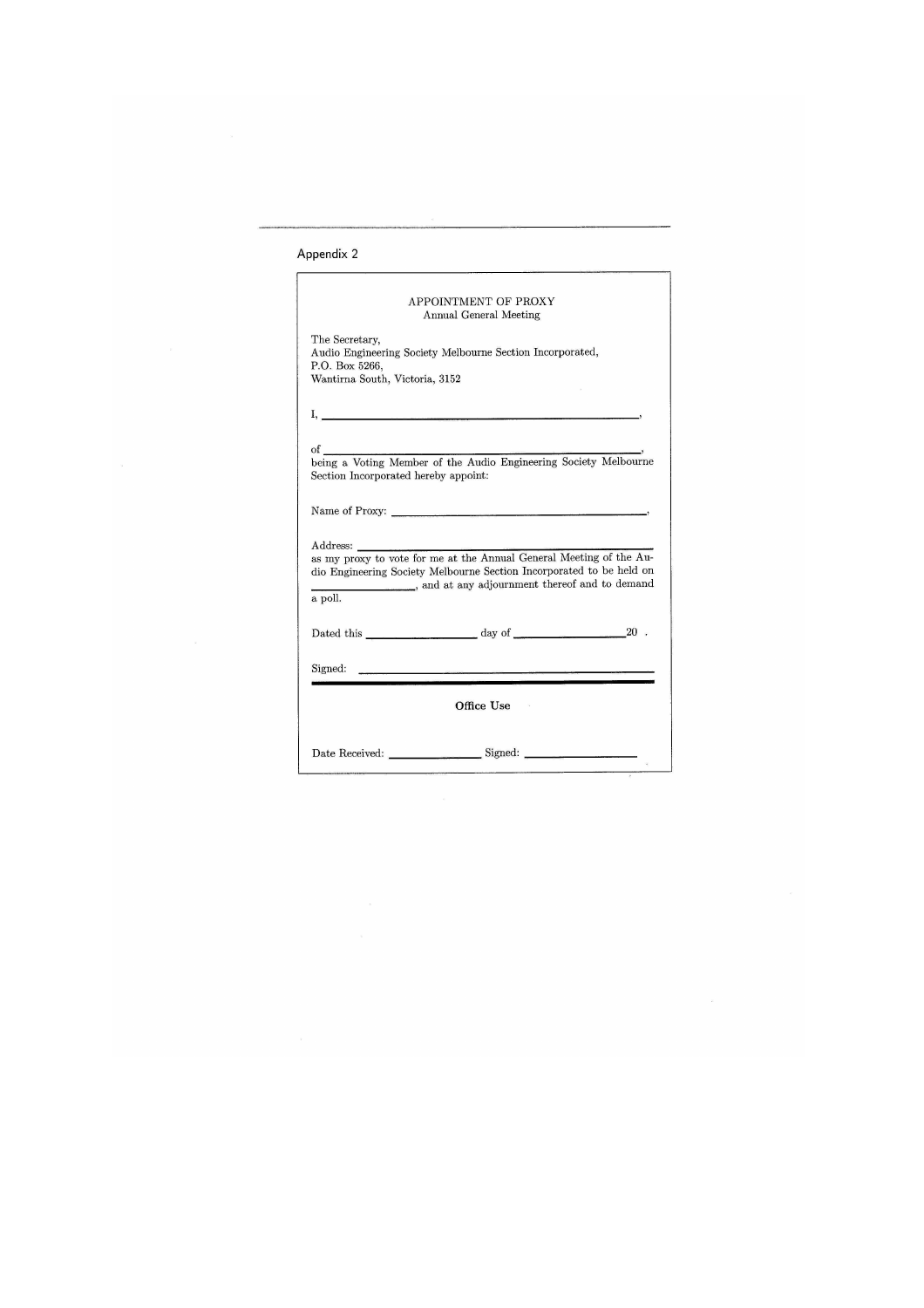## Appendix 2

APPOINTMENT OF PROXY
Annual General Meeting

The Secretary,
Audio Engineering Society Melbourne Section Incorporated,
P.O. Box 5266,
Wantirna South, Victoria, 3152

I, \_\_\_\_\_\_\_\_\_\_\_\_\_\_\_\_\_\_\_\_\_\_\_\_\_\_\_\_\_\_\_\_\_\_\_\_\_\_\_\_\_\_,

of \_\_\_\_\_\_\_\_\_\_\_\_\_\_\_\_\_\_\_\_\_\_\_\_\_\_\_\_\_\_\_\_\_\_\_\_\_\_\_\_\_\_,
being a Voting Member of the Audio Engineering Society Melbourne Section Incorporated hereby appoint:

Name of Proxy: \_\_\_\_\_\_\_\_\_\_\_\_\_\_\_\_\_\_\_\_\_\_\_\_\_\_\_\_\_\_\_\_\_\_,

Address: \_\_\_\_\_\_\_\_\_\_\_\_\_\_\_\_\_\_\_\_\_\_\_\_\_\_\_\_\_\_\_\_\_\_\_\_\_\_
as my proxy to vote for me at the Annual General Meeting of the Audio Engineering Society Melbourne Section Incorporated to be held on \_\_\_\_\_\_\_\_\_\_\_\_\_\_, and at any adjournment thereof and to demand a poll.

Dated this \_\_\_\_\_\_\_\_\_\_\_\_\_\_ day of \_\_\_\_\_\_\_\_\_\_\_\_\_\_ 20 .

Signed: \_\_\_\_\_\_\_\_\_\_\_\_\_\_\_\_\_\_\_\_\_\_\_\_\_\_\_\_\_\_\_\_\_\_\_\_\_\_

---

**Office Use**

Date Received: \_\_\_\_\_\_\_\_\_\_\_\_\_\_ Signed: \_\_\_\_\_\_\_\_\_\_\_\_\_\_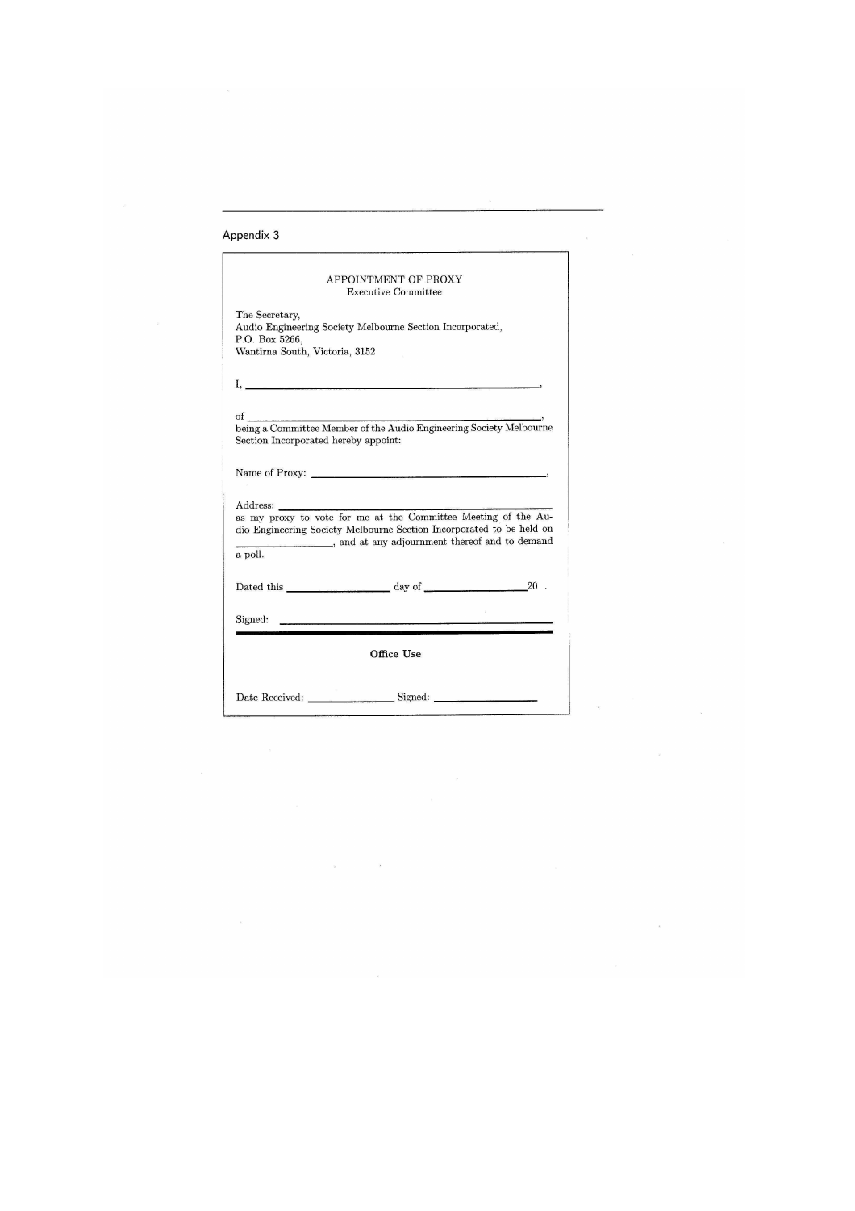## Appendix 3

### APPOINTMENT OF PROXY
Executive Committee

The Secretary,
Audio Engineering Society Melbourne Section Incorporated,
P.O. Box 5266,
Wantirna South, Victoria, 3152

I, ______________________________________________,

of ______________________________________________,
being a Committee Member of the Audio Engineering Society Melbourne Section Incorporated hereby appoint:

Name of Proxy: ______________________________________,

Address: ______________________________________________
as my proxy to vote for me at the Committee Meeting of the Audio Engineering Society Melbourne Section Incorporated to be held on ______________, and at any adjournment thereof and to demand a poll.

Dated this ______________ day of ______________ 20 .

Signed: ______________________________________________

**Office Use**

Date Received: ______________ Signed: ______________